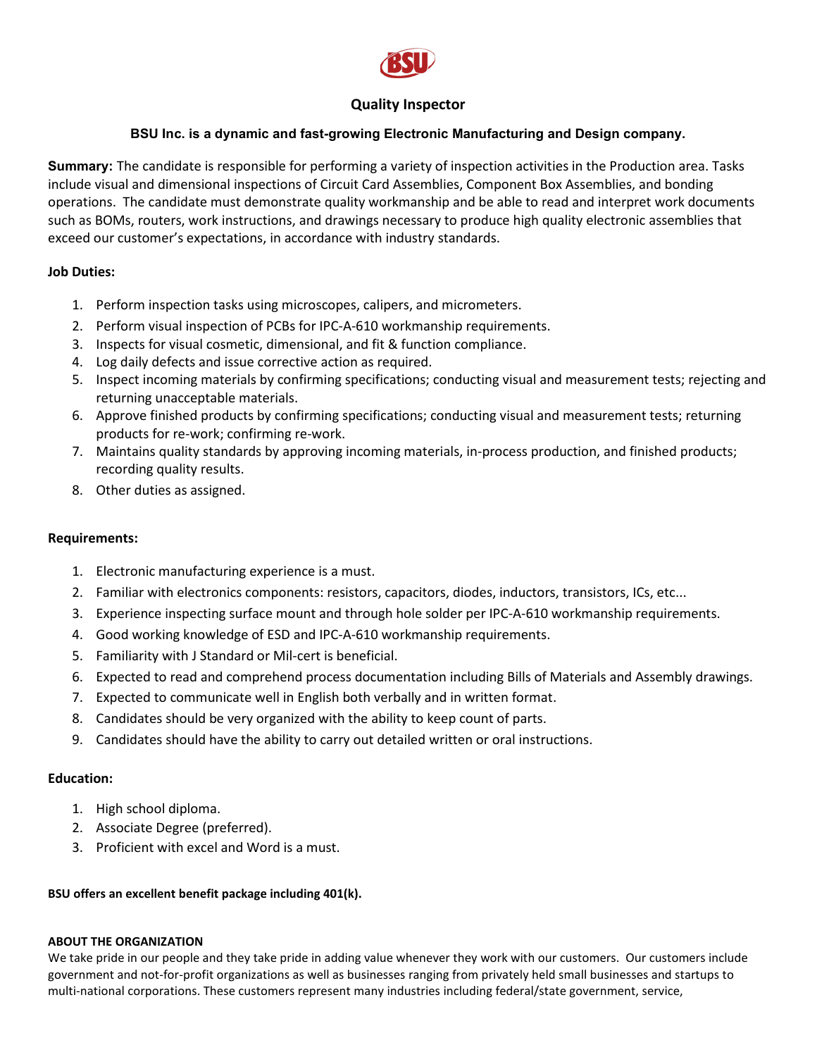# Quality Inspector

**BSU Inc. is a dynamic and fast-growing Electronic Manufacturing and Design company.**

**Summary:** The candidate is responsible for performing a variety of inspection activities in the Production area. Tasks include visual and dimensional inspections of Circuit Card Assemblies, Component Box Assemblies, and bonding operations. The candidate must demonstrate quality workmanship and be able to read and interpret work documents such as BOMs, routers, work instructions, and drawings necessary to produce high quality electronic assemblies that exceed our customer's expectations, in accordance with industry standards.

**Job Duties:**

1. Perform inspection tasks using microscopes, calipers, and micrometers.
2. Perform visual inspection of PCBs for IPC-A-610 workmanship requirements.
3. Inspects for visual cosmetic, dimensional, and fit & function compliance.
4. Log daily defects and issue corrective action as required.
5. Inspect incoming materials by confirming specifications; conducting visual and measurement tests; rejecting and returning unacceptable materials.
6. Approve finished products by confirming specifications; conducting visual and measurement tests; returning products for re-work; confirming re-work.
7. Maintains quality standards by approving incoming materials, in-process production, and finished products; recording quality results.
8. Other duties as assigned.

**Requirements:**

1. Electronic manufacturing experience is a must.
2. Familiar with electronics components: resistors, capacitors, diodes, inductors, transistors, ICs, etc...
3. Experience inspecting surface mount and through hole solder per IPC-A-610 workmanship requirements.
4. Good working knowledge of ESD and IPC-A-610 workmanship requirements.
5. Familiarity with J Standard or Mil-cert is beneficial.
6. Expected to read and comprehend process documentation including Bills of Materials and Assembly drawings.
7. Expected to communicate well in English both verbally and in written format.
8. Candidates should be very organized with the ability to keep count of parts.
9. Candidates should have the ability to carry out detailed written or oral instructions.

**Education:**

1. High school diploma.
2. Associate Degree (preferred).
3. Proficient with excel and Word is a must.

**BSU offers an excellent benefit package including 401(k).**

**ABOUT THE ORGANIZATION**

We take pride in our people and they take pride in adding value whenever they work with our customers. Our customers include government and not-for-profit organizations as well as businesses ranging from privately held small businesses and startups to multi-national corporations. These customers represent many industries including federal/state government, service,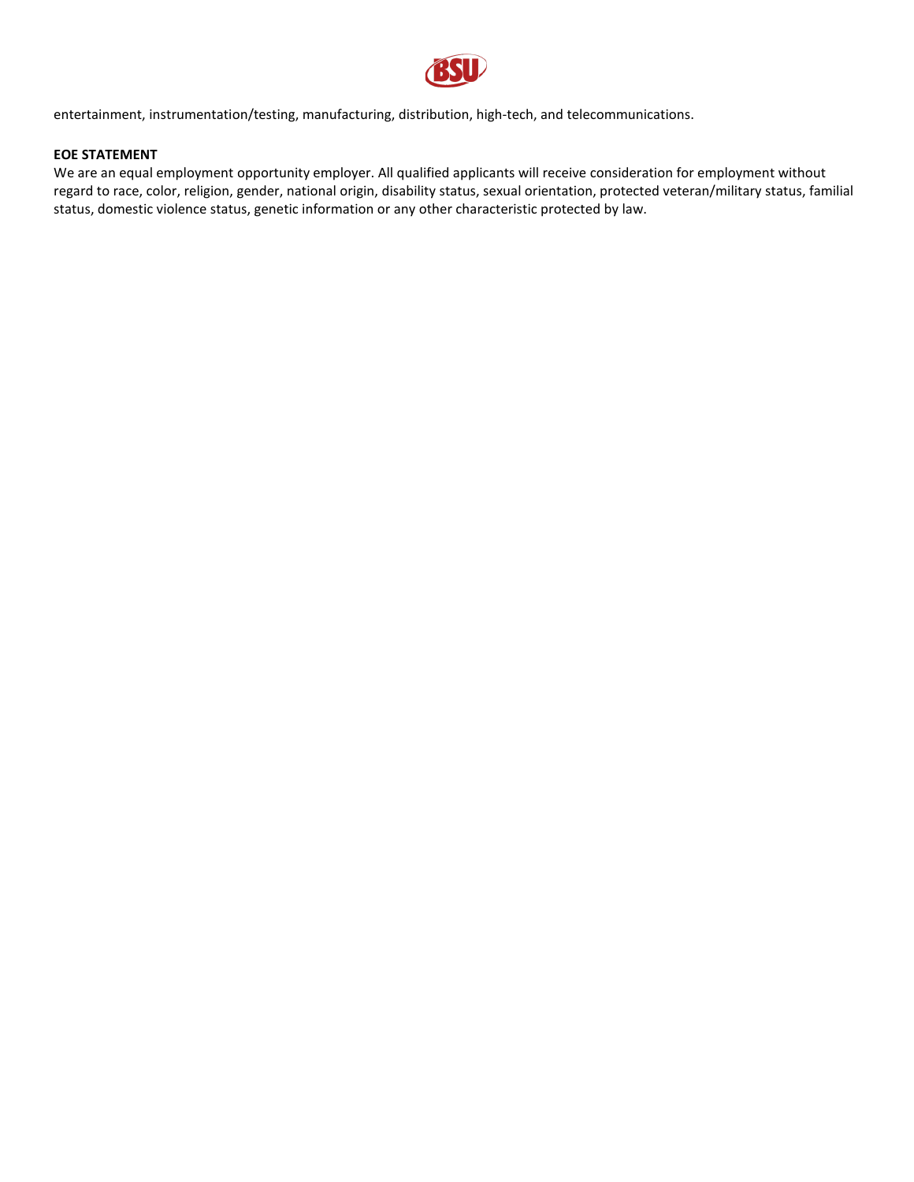entertainment, instrumentation/testing, manufacturing, distribution, high-tech, and telecommunications.

**EOE STATEMENT**

We are an equal employment opportunity employer. All qualified applicants will receive consideration for employment without regard to race, color, religion, gender, national origin, disability status, sexual orientation, protected veteran/military status, familial status, domestic violence status, genetic information or any other characteristic protected by law.